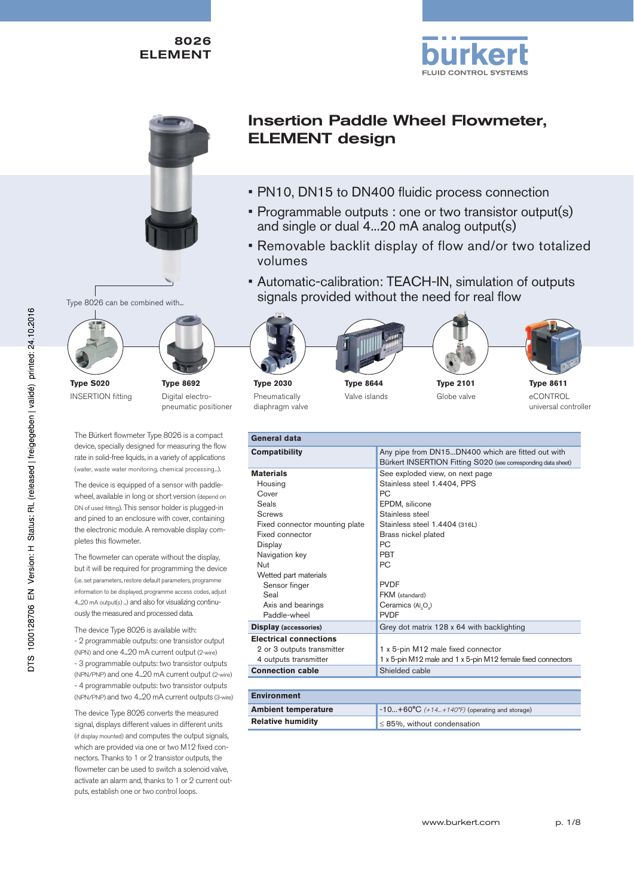8026
ELEMENT

# Insertion Paddle Wheel Flowmeter, ELEMENT design

- PN10, DN15 to DN400 fluidic process connection
- Programmable outputs : one or two transistor output(s) and single or dual 4...20 mA analog output(s)
- Removable backlit display of flow and/or two totalized volumes
- Automatic-calibration: TEACH-IN, simulation of outputs signals provided without the need for real flow

Type 8026 can be combined with...

**Type S020**
INSERTION fitting

**Type 8692**
Digital electro-pneumatic positioner

**Type 2030**
Pneumatically diaphragm valve

**Type 8644**
Valve islands

**Type 2101**
Globe valve

**Type 8611**
eCONTROL universal controller

The Bürkert flowmeter Type 8026 is a compact device, specially designed for measuring the flow rate in solid-free liquids, in a variety of applications (water, waste water monitoring, chemical processing...).

The device is equipped of a sensor with paddle-wheel, available in long or short version (depend on DN of used fitting). This sensor holder is plugged-in and pined to an enclosure with cover, containing the electronic module. A removable display completes this flowmeter.

The flowmeter can operate without the display, but it will be required for programming the device (i.e. set parameters, restore default parameters, programme information to be displayed, programme access codes, adjust 4...20 mA output(s) ...) and also for visualizing continuously the measured and processed data.

The device Type 8026 is available with:
- 2 programmable outputs: one transistor output (NPN) and one 4...20 mA current output (2-wire)
- 3 programmable outputs: two transistor outputs (NPN/PNP) and one 4...20 mA current output (2-wire)
- 4 programmable outputs: two transistor outputs (NPN/PNP) and two 4...20 mA current outputs (3-wire)

The device Type 8026 converts the measured signal, displays different values in different units (if display mounted) and computes the output signals, which are provided via one or two M12 fixed connectors. Thanks to 1 or 2 transistor outputs, the flowmeter can be used to switch a solenoid valve, activate an alarm and, thanks to 1 or 2 current outputs, establish one or two control loops.

| General data | |
|---|---|
| **Compatibility** | Any pipe from DN15...DN400 which are fitted out with Bürkert INSERTION Fitting S020 (see corresponding data sheet) |
| **Materials** | See exploded view, on next page |
| Housing | Stainless steel 1.4404, PPS |
| Cover | PC |
| Seals | EPDM, silicone |
| Screws | Stainless steel |
| Fixed connector mounting plate | Stainless steel 1.4404 (316L) |
| Fixed connector | Brass nickel plated |
| Display | PC |
| Navigation key | PBT |
| Nut | PC |
| Wetted part materials | |
| Sensor finger | PVDF |
| Seal | FKM (standard) |
| Axis and bearings | Ceramics ($Al_2O_3$) |
| Paddle-wheel | PVDF |
| **Display** (accessories) | Grey dot matrix 128 x 64 with backlighting |
| **Electrical connections** | |
| 2 or 3 outputs transmitter | 1 x 5-pin M12 male fixed connector |
| 4 outputs transmitter | 1 x 5-pin M12 male and 1 x 5-pin M12 female fixed connectors |
| **Connection cable** | Shielded cable |

| Environment | |
|---|---|
| **Ambient temperature** | -10...+60°C (+14...+140°F) (operating and storage) |
| **Relative humidity** | ≤ 85%, without condensation |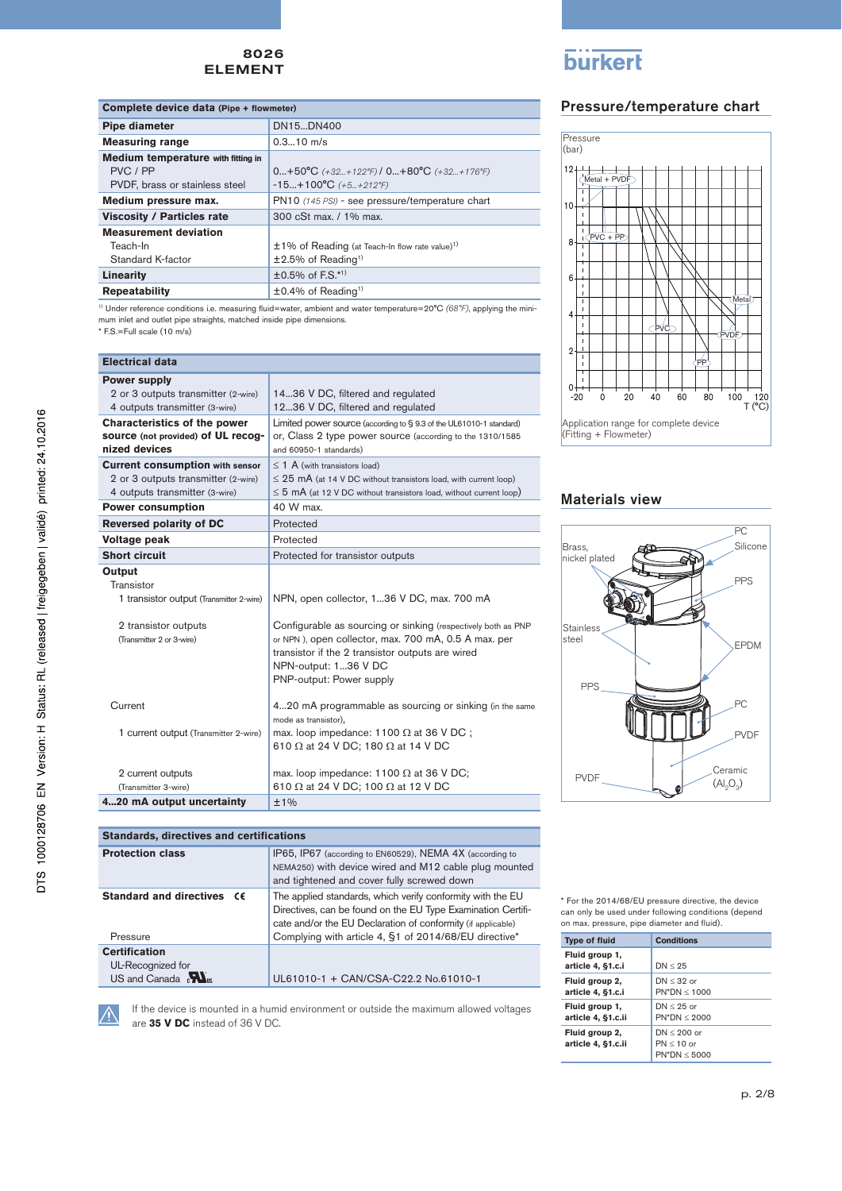**8026 ELEMENT**

| Complete device data (Pipe + flowmeter) | |
|---|---|
| **Pipe diameter** | DN15...DN400 |
| **Measuring range** | 0.3...10 m/s |
| **Medium temperature** with fitting in<br>PVC / PP<br>PVDF, brass or stainless steel | <br>0...+50°C *(+32...+122°F)* / 0...+80°C *(+32...+176°F)*<br>-15...+100°C *(+5...+212°F)* |
| **Medium pressure max.** | PN10 *(145 PSI)* - see pressure/temperature chart |
| **Viscosity / Particles rate** | 300 cSt max. / 1% max. |
| **Measurement deviation**<br>Teach-In<br>Standard K-factor | <br>±1% of Reading (at Teach-In flow rate value)[1]<br>±2.5% of Reading[1] |
| **Linearity** | ±0.5% of F.S.*[1] |
| **Repeatability** | ±0.4% of Reading[1] |

[1] Under reference conditions i.e. measuring fluid=water, ambient and water temperature=20°C *(68°F)*, applying the minimum inlet and outlet pipe straights, matched inside pipe dimensions.
\* F.S.=Full scale (10 m/s)

| Electrical data | |
|---|---|
| **Power supply**<br>2 or 3 outputs transmitter (2-wire)<br>4 outputs transmitter (3-wire) | <br>14...36 V DC, filtered and regulated<br>12...36 V DC, filtered and regulated |
| **Characteristics of the power source (not provided) of UL recognized devices** | Limited power source (according to § 9.3 of the UL61010-1 standard) or, Class 2 type power source (according to the 1310/1585 and 60950-1 standards) |
| **Current consumption** with sensor<br>2 or 3 outputs transmitter (2-wire)<br>4 outputs transmitter (3-wire) | ≤ 1 A (with transistors load)<br>≤ 25 mA (at 14 V DC without transistors load, with current loop)<br>≤ 5 mA (at 12 V DC without transistors load, without current loop) |
| **Power consumption** | 40 W max. |
| **Reversed polarity of DC** | Protected |
| **Voltage peak** | Protected |
| **Short circuit** | Protected for transistor outputs |
| **Output**<br>Transistor<br>1 transistor output (Transmitter 2-wire) | <br><br>NPN, open collector, 1...36 V DC, max. 700 mA |
| 2 transistor outputs (Transmitter 2 or 3-wire) | Configurable as sourcing or sinking (respectively both as PNP or NPN ), open collector, max. 700 mA, 0.5 A max. per transistor if the 2 transistor outputs are wired<br>NPN-output: 1...36 V DC<br>PNP-output: Power supply |
| Current<br>1 current output (Transmitter 2-wire) | 4...20 mA programmable as sourcing or sinking (in the same mode as transistor),<br>max. loop impedance: 1100 Ω at 36 V DC ;<br>610 Ω at 24 V DC; 180 Ω at 14 V DC |
| 2 current outputs (Transmitter 3-wire) | max. loop impedance: 1100 Ω at 36 V DC;<br>610 Ω at 24 V DC; 100 Ω at 12 V DC |
| **4...20 mA output uncertainty** | ±1% |

| Standards, directives and certifications | |
|---|---|
| **Protection class** | IP65, IP67 (according to EN60529), NEMA 4X (according to NEMA250) with device wired and M12 cable plug mounted and tightened and cover fully screwed down |
| **Standard and directives** CE<br><br>Pressure | The applied standards, which verify conformity with the EU Directives, can be found on the EU Type Examination Certificate and/or the EU Declaration of conformity (if applicable)<br>Complying with article 4, §1 of 2014/68/EU directive* |
| **Certification**<br>UL-Recognized for US and Canada | <br>UL61010-1 + CAN/CSA-C22.2 No.61010-1 |

⚠ If the device is mounted in a humid environment or outside the maximum allowed voltages are **35 V DC** instead of 36 V DC.

## Pressure/temperature chart

Pressure (bar) vs. T (°C); curves: Metal + PVDF, PVC + PP, Metal, PVC, PVDF, PP

Application range for complete device (Fitting + Flowmeter)

## Materials view

Brass, nickel plated; Stainless steel; PPS; PVDF; PC; Silicone; PPS; EPDM; PC; PVDF; Ceramic ($Al_2O_3$)

\* For the 2014/68/EU pressure directive, the device can only be used under following conditions (depend on max. pressure, pipe diameter and fluid).

| Type of fluid | Conditions |
|---|---|
| **Fluid group 1, article 4, §1.c.i** | DN ≤ 25 |
| **Fluid group 2, article 4, §1.c.i** | DN ≤ 32 or<br>PN*DN ≤ 1000 |
| **Fluid group 1, article 4, §1.c.ii** | DN ≤ 25 or<br>PN*DN ≤ 2000 |
| **Fluid group 2, article 4, §1.c.ii** | DN ≤ 200 or<br>PN ≤ 10 or<br>PN*DN ≤ 5000 |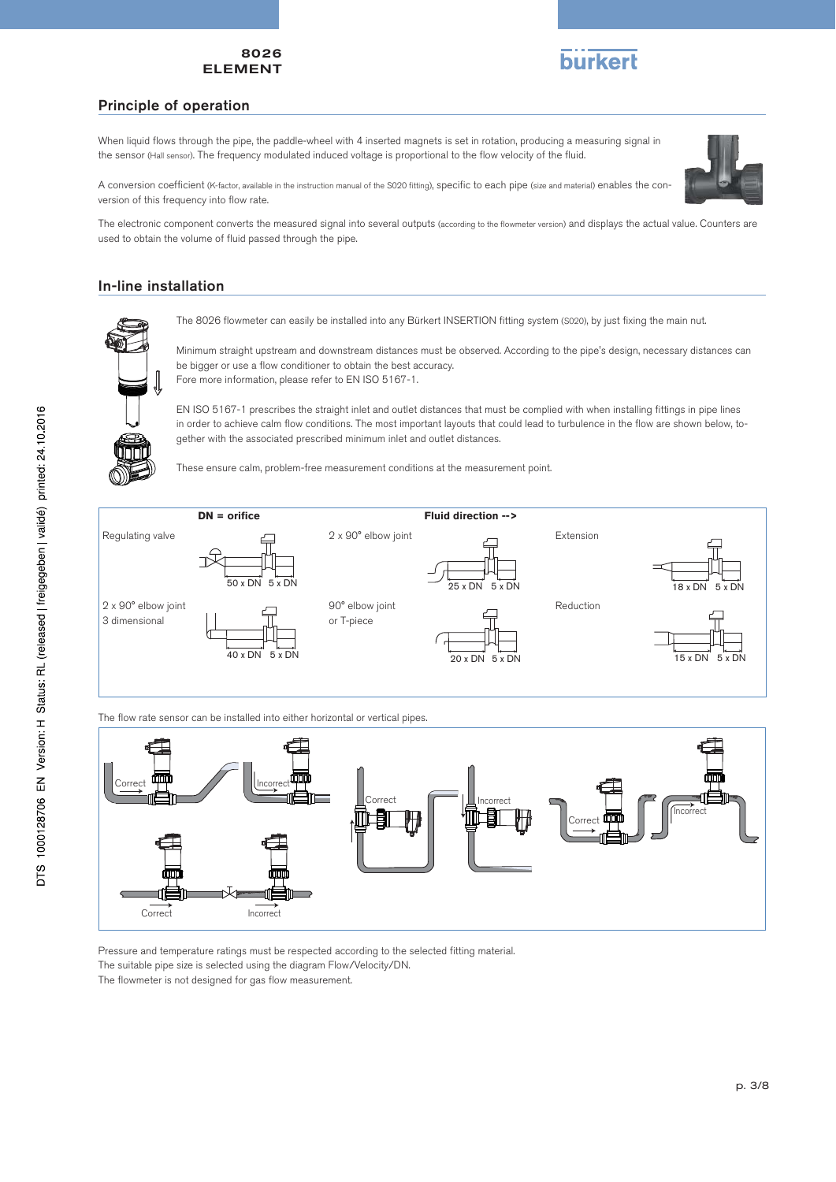## Principle of operation

When liquid flows through the pipe, the paddle-wheel with 4 inserted magnets is set in rotation, producing a measuring signal in the sensor (Hall sensor). The frequency modulated induced voltage is proportional to the flow velocity of the fluid.

A conversion coefficient (K-factor, available in the instruction manual of the S020 fitting), specific to each pipe (size and material) enables the conversion of this frequency into flow rate.

The electronic component converts the measured signal into several outputs (according to the flowmeter version) and displays the actual value. Counters are used to obtain the volume of fluid passed through the pipe.

## In-line installation

The 8026 flowmeter can easily be installed into any Bürkert INSERTION fitting system (S020), by just fixing the main nut.

Minimum straight upstream and downstream distances must be observed. According to the pipe's design, necessary distances can be bigger or use a flow conditioner to obtain the best accuracy.
Fore more information, please refer to EN ISO 5167-1.

EN ISO 5167-1 prescribes the straight inlet and outlet distances that must be complied with when installing fittings in pipe lines in order to achieve calm flow conditions. The most important layouts that could lead to turbulence in the flow are shown below, together with the associated prescribed minimum inlet and outlet distances.

These ensure calm, problem-free measurement conditions at the measurement point.

**DN = orifice** **Fluid direction -->**

| Layout | Inlet | Outlet |
|---|---|---|
| Regulating valve | 50 x DN | 5 x DN |
| 2 x 90° elbow joint 3 dimensional | 40 x DN | 5 x DN |
| 2 x 90° elbow joint | 25 x DN | 5 x DN |
| 90° elbow joint or T-piece | 20 x DN | 5 x DN |
| Extension | 18 x DN | 5 x DN |
| Reduction | 15 x DN | 5 x DN |

The flow rate sensor can be installed into either horizontal or vertical pipes.

Correct / Incorrect / Correct / Incorrect / Correct / Incorrect / Correct / Incorrect

Pressure and temperature ratings must be respected according to the selected fitting material.
The suitable pipe size is selected using the diagram Flow/Velocity/DN.
The flowmeter is not designed for gas flow measurement.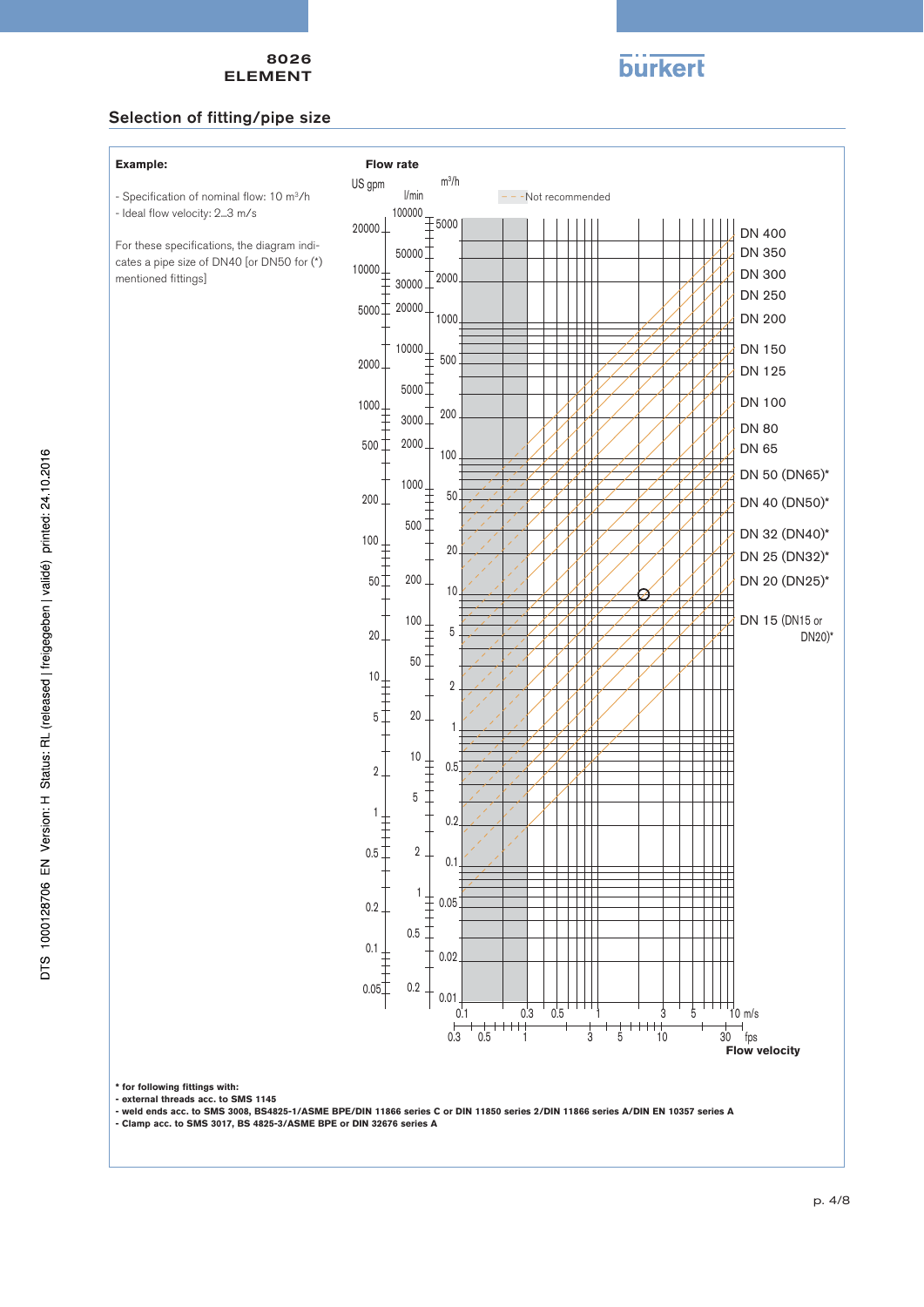## Selection of fitting/pipe size

**Example:**

- Specification of nominal flow: 10 m³/h
- Ideal flow velocity: 2...3 m/s

For these specifications, the diagram indicates a pipe size of DN40 [or DN50 for (*) mentioned fittings]

**Flow rate**

US gpm | l/min | m³/h

- - - Not recommended

DN 400
DN 350
DN 300
DN 250
DN 200
DN 150
DN 125
DN 100
DN 80
DN 65
DN 50 (DN65)*
DN 40 (DN50)*
DN 32 (DN40)*
DN 25 (DN32)*
DN 20 (DN25)*
DN 15 (DN15 or DN20)*

m/s: 0.1, 0.3, 0.5, 1, 3, 5, 10
fps: 0.3, 0.5, 1, 3, 5, 10, 30

**Flow velocity**

**\* for following fittings with:**

- **external threads acc. to SMS 1145**
- **weld ends acc. to SMS 3008, BS4825-1/ASME BPE/DIN 11866 series C or DIN 11850 series 2/DIN 11866 series A/DIN EN 10357 series A**
- **Clamp acc. to SMS 3017, BS 4825-3/ASME BPE or DIN 32676 series A**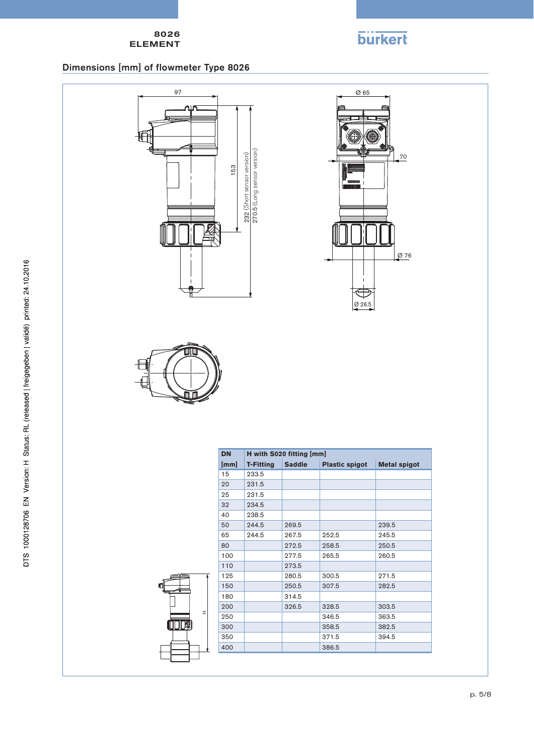## Dimensions [mm] of flowmeter Type 8026

97

153

232 (Short sensor version)

270.5 (Long sensor version)

Ø 65

70

Ø 76

Ø 26.5

H

| DN | H with S020 fitting [mm] | | | |
|---|---|---|---|---|
| [mm] | T-Fitting | Saddle | Plastic spigot | Metal spigot |
| 15 | 233.5 | | | |
| 20 | 231.5 | | | |
| 25 | 231.5 | | | |
| 32 | 234.5 | | | |
| 40 | 238.5 | | | |
| 50 | 244.5 | 269.5 | | 239.5 |
| 65 | 244.5 | 267.5 | 252.5 | 245.5 |
| 80 | | 272.5 | 258.5 | 250.5 |
| 100 | | 277.5 | 265.5 | 260.5 |
| 110 | | 273.5 | | |
| 125 | | 280.5 | 300.5 | 271.5 |
| 150 | | 250.5 | 307.5 | 282.5 |
| 180 | | 314.5 | | |
| 200 | | 326.5 | 328.5 | 303.5 |
| 250 | | | 346.5 | 363.5 |
| 300 | | | 358.5 | 382.5 |
| 350 | | | 371.5 | 394.5 |
| 400 | | | 386.5 | |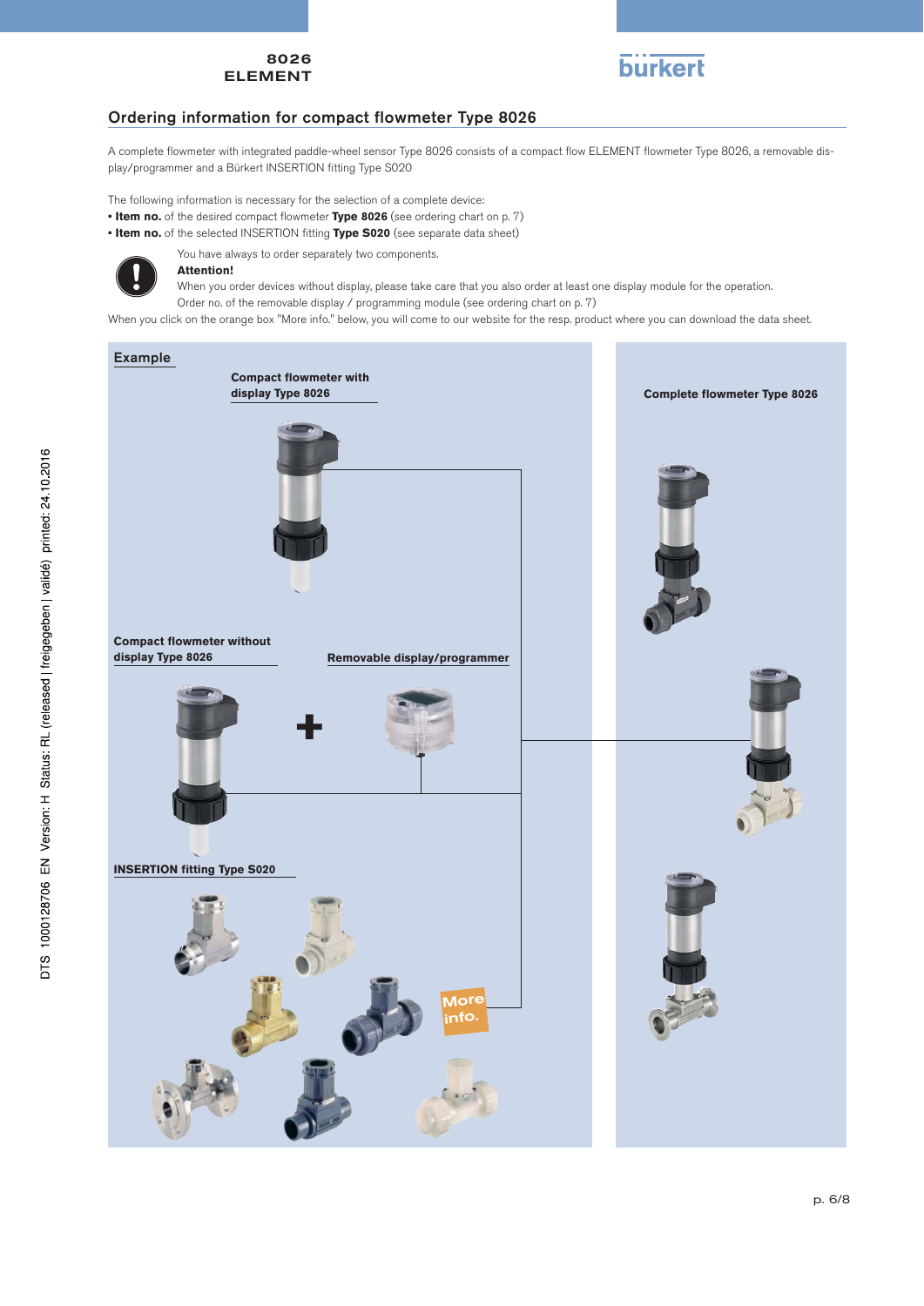## Ordering information for compact flowmeter Type 8026

A complete flowmeter with integrated paddle-wheel sensor Type 8026 consists of a compact flow ELEMENT flowmeter Type 8026, a removable display/programmer and a Bürkert INSERTION fitting Type S020

The following information is necessary for the selection of a complete device:

- **Item no.** of the desired compact flowmeter **Type 8026** (see ordering chart on p. 7)
- **Item no.** of the selected INSERTION fitting **Type S020** (see separate data sheet)

You have always to order separately two components.

**Attention!**

When you order devices without display, please take care that you also order at least one display module for the operation.

Order no. of the removable display / programming module (see ordering chart on p. 7)

When you click on the orange box "More info." below, you will come to our website for the resp. product where you can download the data sheet.

**Example**

**Compact flowmeter with display Type 8026**

**Compact flowmeter without display Type 8026**

**+**

**Removable display/programmer**

**INSERTION fitting Type S020**

More info.

**Complete flowmeter Type 8026**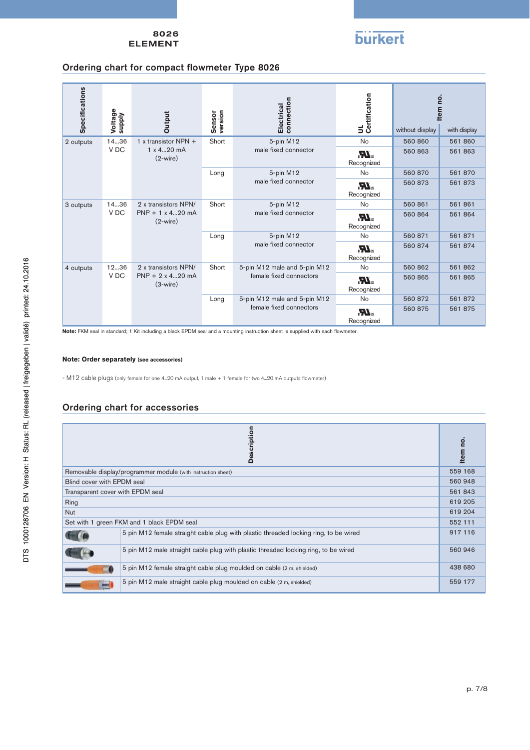## Ordering chart for compact flowmeter Type 8026

| Specifications | Voltage supply | Output | Sensor version | Electrical connection | UL Certification | Item no. without display | Item no. with display |
|---|---|---|---|---|---|---|---|
| 2 outputs | 14...36 V DC | 1 x transistor NPN + 1 x 4...20 mA (2-wire) | Short | 5-pin M12 male fixed connector | No | 560 860 | 561 860 |
| | | | | | cULus Recognized | 560 863 | 561 863 |
| | | | Long | 5-pin M12 male fixed connector | No | 560 870 | 561 870 |
| | | | | | cULus Recognized | 560 873 | 561 873 |
| 3 outputs | 14...36 V DC | 2 x transistors NPN/ PNP + 1 x 4...20 mA (2-wire) | Short | 5-pin M12 male fixed connector | No | 560 861 | 561 861 |
| | | | | | cULus Recognized | 560 864 | 561 864 |
| | | | Long | 5-pin M12 male fixed connector | No | 560 871 | 561 871 |
| | | | | | cULus Recognized | 560 874 | 561 874 |
| 4 outputs | 12...36 V DC | 2 x transistors NPN/ PNP + 2 x 4...20 mA (3-wire) | Short | 5-pin M12 male and 5-pin M12 female fixed connectors | No | 560 862 | 561 862 |
| | | | | | cULus Recognized | 560 865 | 561 865 |
| | | | Long | 5-pin M12 male and 5-pin M12 female fixed connectors | No | 560 872 | 561 872 |
| | | | | | cULus Recognized | 560 875 | 561 875 |

**Note:** FKM seal in standard; 1 Kit including a black EPDM seal and a mounting instruction sheet is supplied with each flowmeter.

**Note: Order separately** (see accessories)

- M12 cable plugs (only female for one 4...20 mA output, 1 male + 1 female for two 4...20 mA outputs flowmeter)

## Ordering chart for accessories

| Description | Item no. |
|---|---|
| Removable display/programmer module (with instruction sheet) | 559 168 |
| Blind cover with EPDM seal | 560 948 |
| Transparent cover with EPDM seal | 561 843 |
| Ring | 619 205 |
| Nut | 619 204 |
| Set with 1 green FKM and 1 black EPDM seal | 552 111 |
| 5 pin M12 female straight cable plug with plastic threaded locking ring, to be wired | 917 116 |
| 5 pin M12 male straight cable plug with plastic threaded locking ring, to be wired | 560 946 |
| 5 pin M12 female straight cable plug moulded on cable (2 m, shielded) | 438 680 |
| 5 pin M12 male straight cable plug moulded on cable (2 m, shielded) | 559 177 |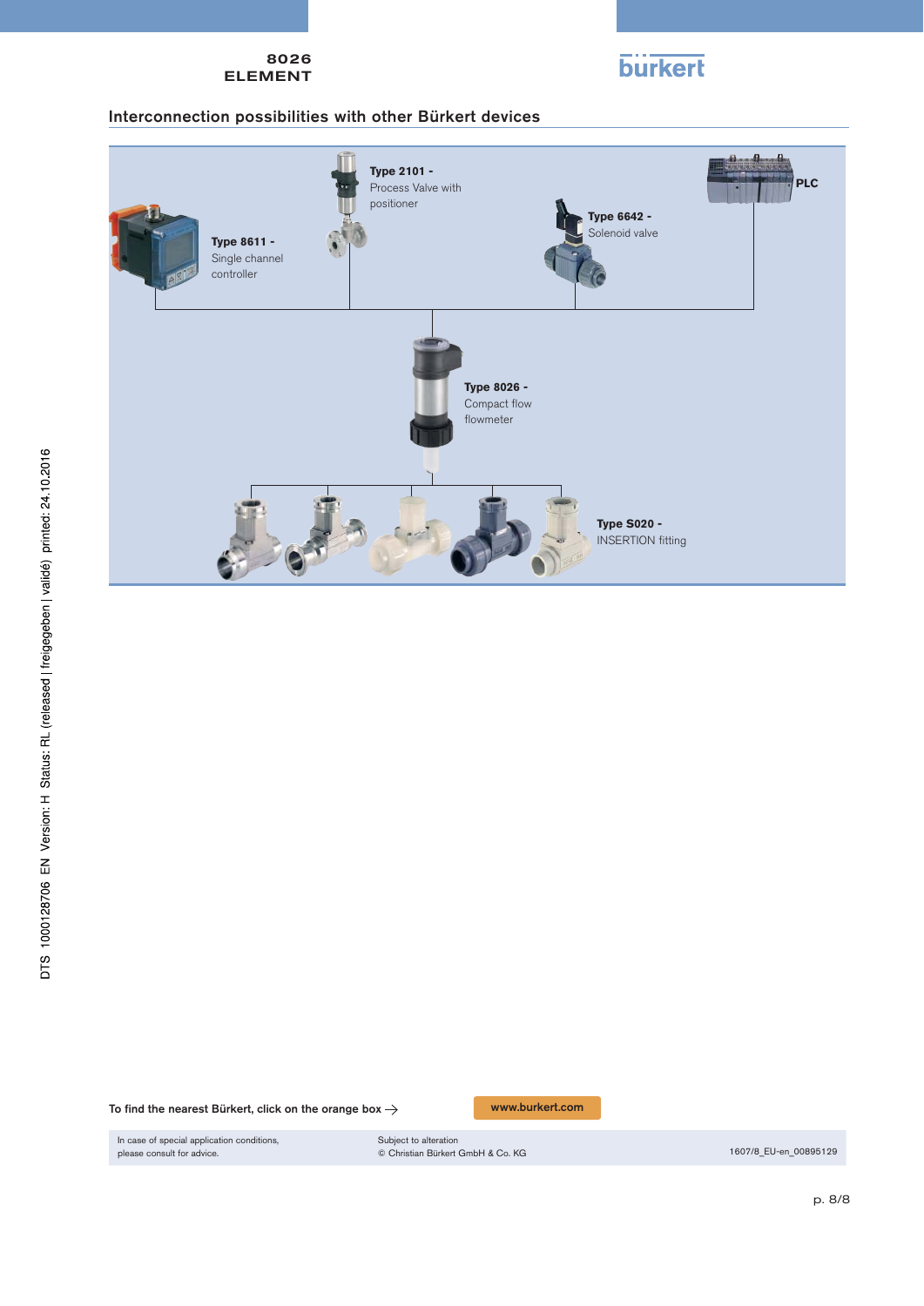## Interconnection possibilities with other Bürkert devices

**Type 2101 -** Process Valve with positioner

**PLC**

**Type 6642 -** Solenoid valve

**Type 8611 -** Single channel controller

**Type 8026 -** Compact flow flowmeter

**Type S020 -** INSERTION fitting

To find the nearest Bürkert, click on the orange box →

www.burkert.com

In case of special application conditions, please consult for advice.

Subject to alteration
© Christian Bürkert GmbH & Co. KG

1607/8_EU-en_00895129